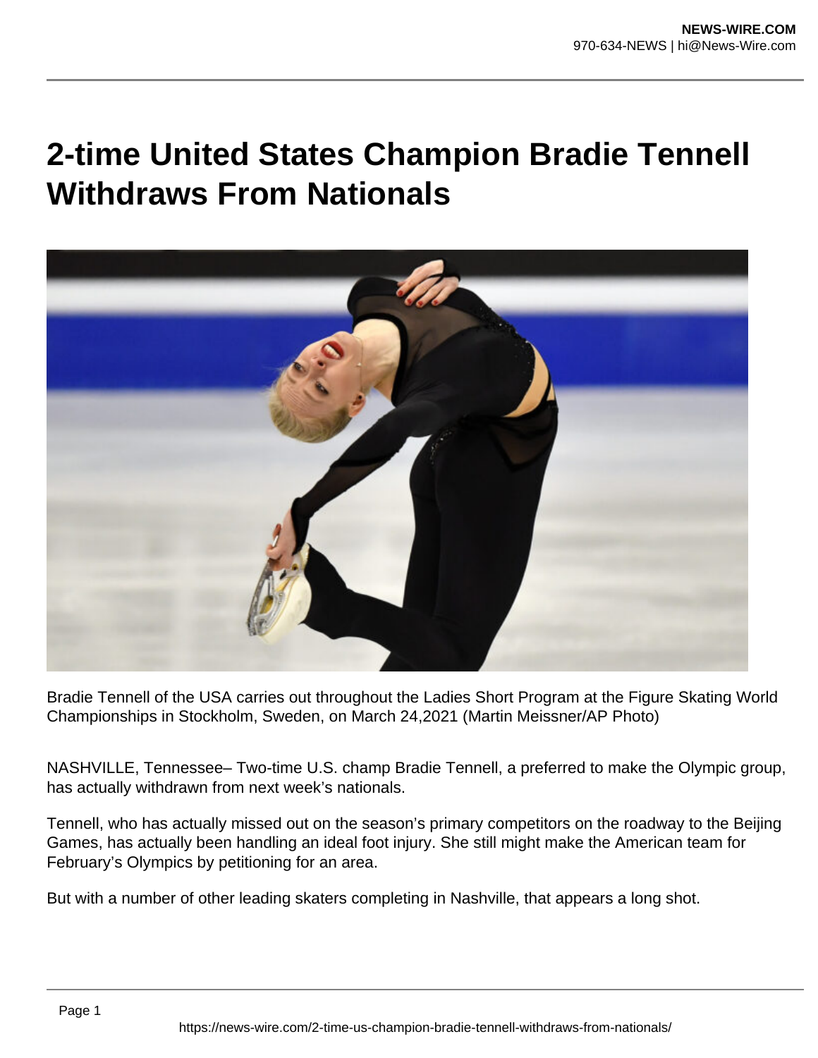# 2-time United States Champion Bradie Tennell Withdraws From Nationals

Bradie Tennell of the USA carries out throughout the Ladies Short Program at the Figure Skating World Championships in Stockholm, Sweden, on March 24,2021 (Martin Meissner/AP Photo)

NASHVILLE, Tennessee– Two-time U.S. champ Bradie Tennell, a preferred to make the Olympic group, has actually withdrawn from next week's nationals.

Tennell, who has actually missed out on the season's primary competitors on the roadway to the Beijing Games, has actually been handling an ideal foot injury. She still might make the American team for February's Olympics by petitioning for an area.

But with a number of other leading skaters completing in Nashville, that appears a long shot.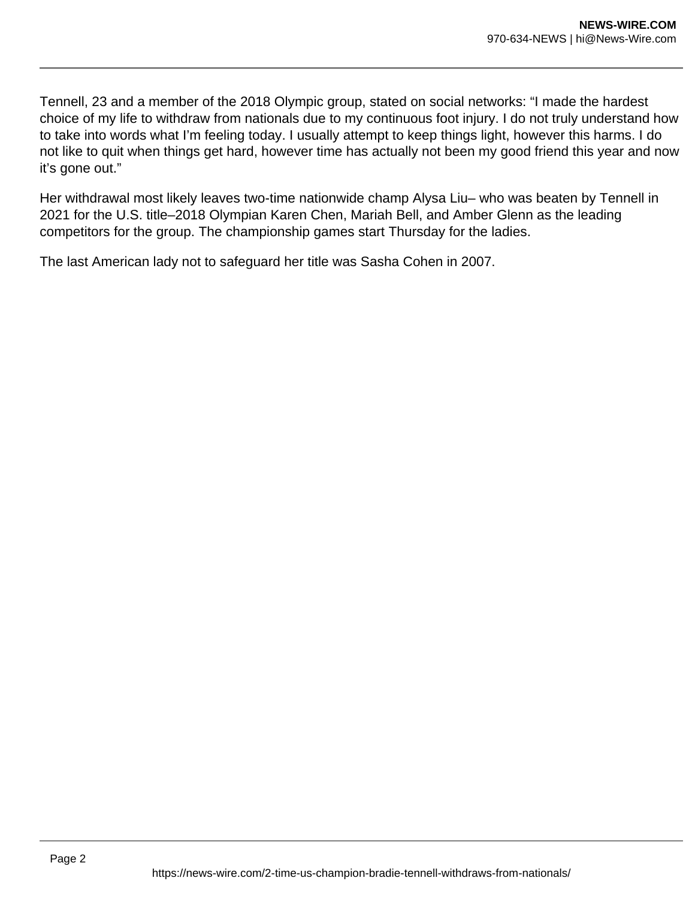Tennell, 23 and a member of the 2018 Olympic group, stated on social networks: “I made the hardest choice of my life to withdraw from nationals due to my continuous foot injury. I do not truly understand how to take into words what I’m feeling today. I usually attempt to keep things light, however this harms. I do not like to quit when things get hard, however time has actually not been my good friend this year and now it’s gone out.”

Her withdrawal most likely leaves two-time nationwide champ Alysa Liu– who was beaten by Tennell in 2021 for the U.S. title–2018 Olympian Karen Chen, Mariah Bell, and Amber Glenn as the leading competitors for the group. The championship games start Thursday for the ladies.

The last American lady not to safeguard her title was Sasha Cohen in 2007.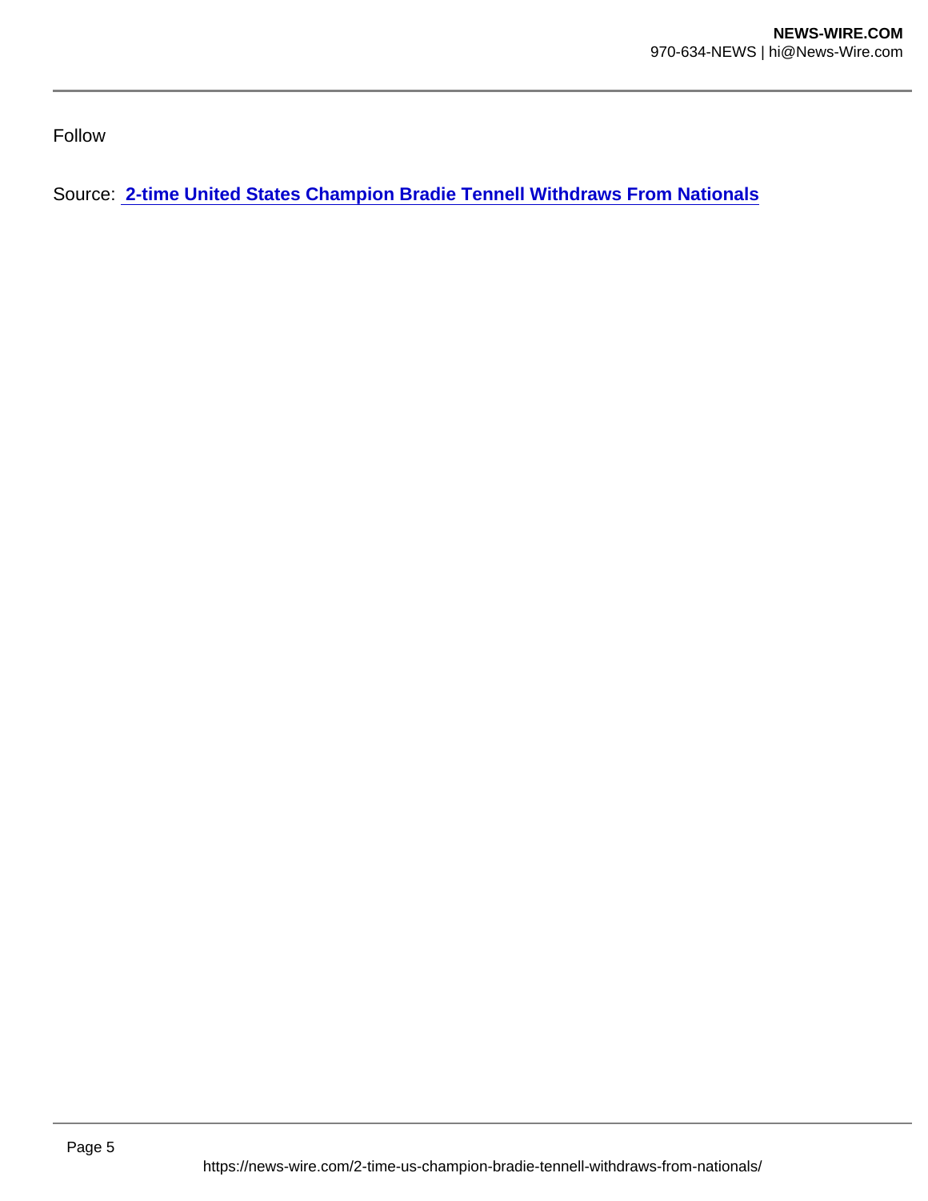Follow

Source: [2-time United States Champion Bradie Tennell Withdraws From Nationals](https://news-wire.com/2-time-us-champion-bradie-tennell-withdraws-from-nationals/)